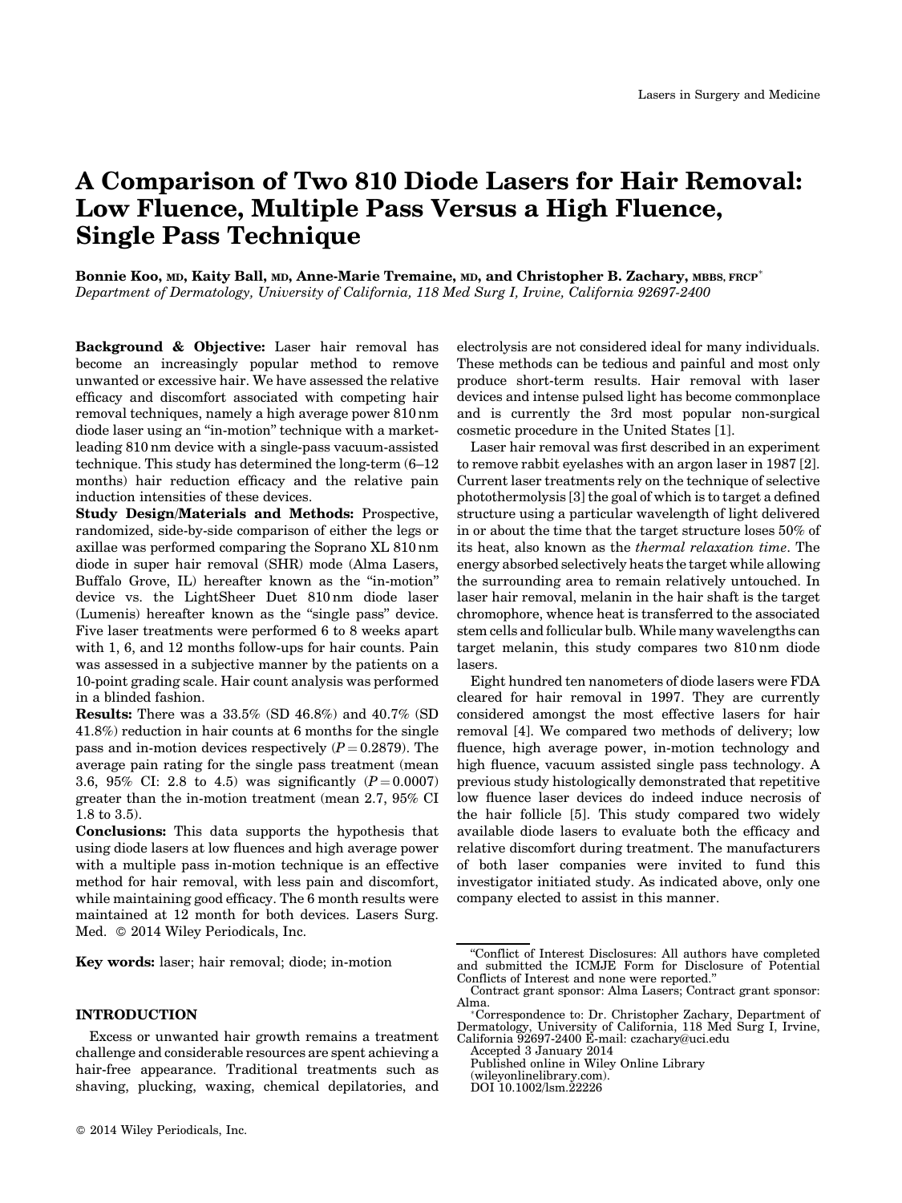# A Comparison of Two 810 Diode Lasers for Hair Removal: Low Fluence, Multiple Pass Versus a High Fluence, Single Pass Technique

**Bonnie Koo, MD, Kaity Ball, MD, Anne-Marie Tremaine, MD, and Christopher B. Zachary, MBBS, FRCP***

*Department of Dermatology, University of California, 118 Med Surg I, Irvine, California 92697-2400*

**Background & Objective:** Laser hair removal has become an increasingly popular method to remove unwanted or excessive hair. We have assessed the relative efficacy and discomfort associated with competing hair removal techniques, namely a high average power 810 nm diode laser using an "in-motion" technique with a market-leading 810 nm device with a single-pass vacuum-assisted technique. This study has determined the long-term (6–12 months) hair reduction efficacy and the relative pain induction intensities of these devices.

**Study Design/Materials and Methods:** Prospective, randomized, side-by-side comparison of either the legs or axillae was performed comparing the Soprano XL 810 nm diode in super hair removal (SHR) mode (Alma Lasers, Buffalo Grove, IL) hereafter known as the "in-motion" device vs. the LightSheer Duet 810 nm diode laser (Lumenis) hereafter known as the "single pass" device. Five laser treatments were performed 6 to 8 weeks apart with 1, 6, and 12 months follow-ups for hair counts. Pain was assessed in a subjective manner by the patients on a 10-point grading scale. Hair count analysis was performed in a blinded fashion.

**Results:** There was a 33.5% (SD 46.8%) and 40.7% (SD 41.8%) reduction in hair counts at 6 months for the single pass and in-motion devices respectively ($P = 0.2879$). The average pain rating for the single pass treatment (mean 3.6, 95% CI: 2.8 to 4.5) was significantly ($P = 0.0007$) greater than the in-motion treatment (mean 2.7, 95% CI 1.8 to 3.5).

**Conclusions:** This data supports the hypothesis that using diode lasers at low fluences and high average power with a multiple pass in-motion technique is an effective method for hair removal, with less pain and discomfort, while maintaining good efficacy. The 6 month results were maintained at 12 month for both devices. Lasers Surg. Med. © 2014 Wiley Periodicals, Inc.

**Key words:** laser; hair removal; diode; in-motion

## INTRODUCTION

Excess or unwanted hair growth remains a treatment challenge and considerable resources are spent achieving a hair-free appearance. Traditional treatments such as shaving, plucking, waxing, chemical depilatories, and electrolysis are not considered ideal for many individuals. These methods can be tedious and painful and most only produce short-term results. Hair removal with laser devices and intense pulsed light has become commonplace and is currently the 3rd most popular non-surgical cosmetic procedure in the United States [1].

Laser hair removal was first described in an experiment to remove rabbit eyelashes with an argon laser in 1987 [2]. Current laser treatments rely on the technique of selective photothermolysis [3] the goal of which is to target a defined structure using a particular wavelength of light delivered in or about the time that the target structure loses 50% of its heat, also known as the *thermal relaxation time*. The energy absorbed selectively heats the target while allowing the surrounding area to remain relatively untouched. In laser hair removal, melanin in the hair shaft is the target chromophore, whence heat is transferred to the associated stem cells and follicular bulb. While many wavelengths can target melanin, this study compares two 810 nm diode lasers.

Eight hundred ten nanometers of diode lasers were FDA cleared for hair removal in 1997. They are currently considered amongst the most effective lasers for hair removal [4]. We compared two methods of delivery; low fluence, high average power, in-motion technology and high fluence, vacuum assisted single pass technology. A previous study histologically demonstrated that repetitive low fluence laser devices do indeed induce necrosis of the hair follicle [5]. This study compared two widely available diode lasers to evaluate both the efficacy and relative discomfort during treatment. The manufacturers of both laser companies were invited to fund this investigator initiated study. As indicated above, only one company elected to assist in this manner.

"Conflict of Interest Disclosures: All authors have completed and submitted the ICMJE Form for Disclosure of Potential Conflicts of Interest and none were reported."

Contract grant sponsor: Alma Lasers; Contract grant sponsor: Alma.

*Correspondence to: Dr. Christopher Zachary, Department of Dermatology, University of California, 118 Med Surg I, Irvine, California 92697-2400 E-mail: czachary@uci.edu

Accepted 3 January 2014

Published online in Wiley Online Library (wileyonlinelibrary.com).

DOI 10.1002/lsm.22226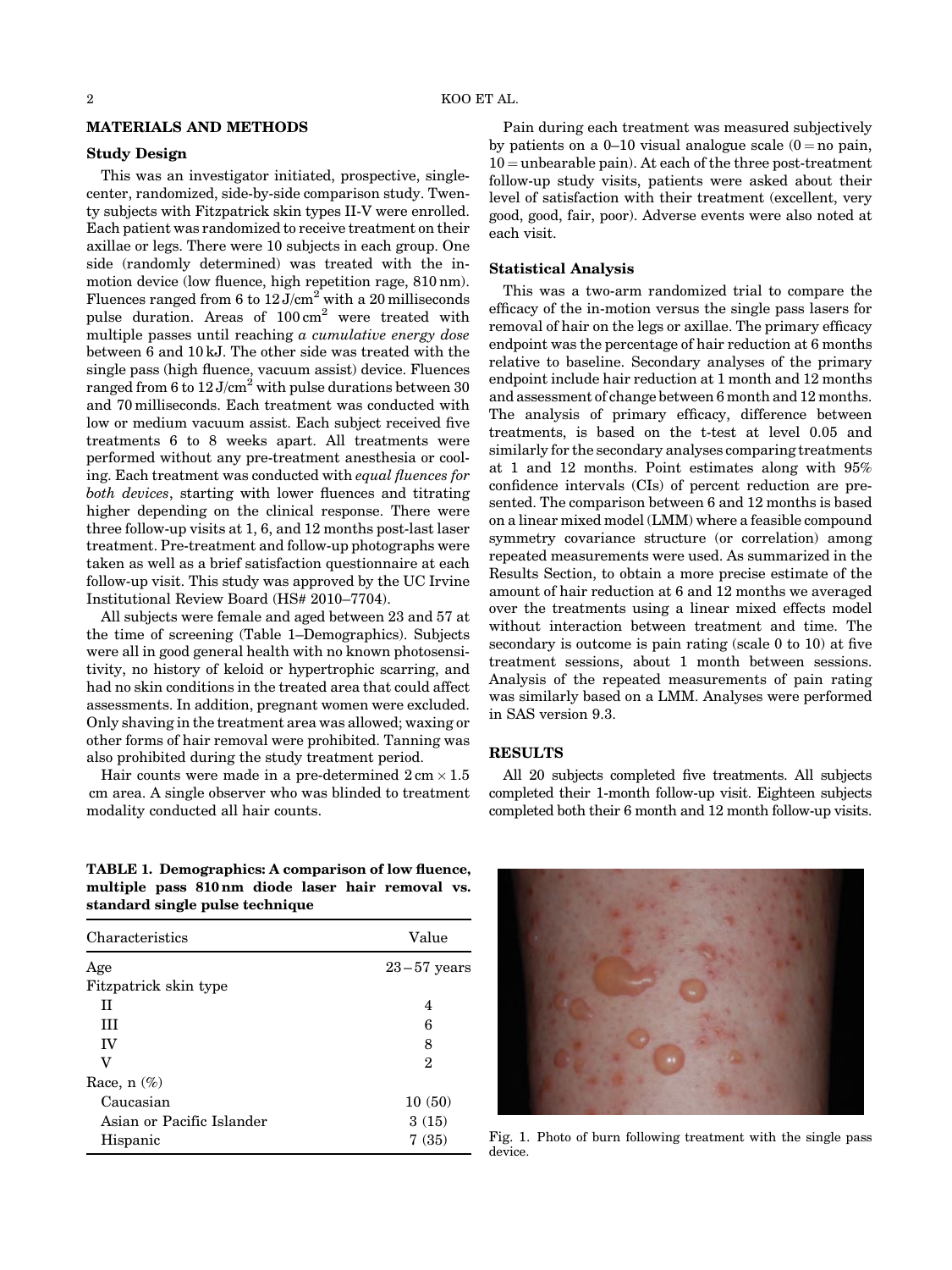## MATERIALS AND METHODS

### Study Design

This was an investigator initiated, prospective, single-center, randomized, side-by-side comparison study. Twenty subjects with Fitzpatrick skin types II-V were enrolled. Each patient was randomized to receive treatment on their axillae or legs. There were 10 subjects in each group. One side (randomly determined) was treated with the in-motion device (low fluence, high repetition rage, 810 nm). Fluences ranged from 6 to 12 J/cm$^2$ with a 20 milliseconds pulse duration. Areas of 100 cm$^2$ were treated with multiple passes until reaching *a cumulative energy dose* between 6 and 10 kJ. The other side was treated with the single pass (high fluence, vacuum assist) device. Fluences ranged from 6 to 12 J/cm$^2$ with pulse durations between 30 and 70 milliseconds. Each treatment was conducted with low or medium vacuum assist. Each subject received five treatments 6 to 8 weeks apart. All treatments were performed without any pre-treatment anesthesia or cooling. Each treatment was conducted with *equal fluences for both devices*, starting with lower fluences and titrating higher depending on the clinical response. There were three follow-up visits at 1, 6, and 12 months post-last laser treatment. Pre-treatment and follow-up photographs were taken as well as a brief satisfaction questionnaire at each follow-up visit. This study was approved by the UC Irvine Institutional Review Board (HS# 2010–7704).

All subjects were female and aged between 23 and 57 at the time of screening (Table 1–Demographics). Subjects were all in good general health with no known photosensitivity, no history of keloid or hypertrophic scarring, and had no skin conditions in the treated area that could affect assessments. In addition, pregnant women were excluded. Only shaving in the treatment area was allowed; waxing or other forms of hair removal were prohibited. Tanning was also prohibited during the study treatment period.

Hair counts were made in a pre-determined 2 cm × 1.5 cm area. A single observer who was blinded to treatment modality conducted all hair counts.

Pain during each treatment was measured subjectively by patients on a 0–10 visual analogue scale (0 = no pain, 10 = unbearable pain). At each of the three post-treatment follow-up study visits, patients were asked about their level of satisfaction with their treatment (excellent, very good, good, fair, poor). Adverse events were also noted at each visit.

### Statistical Analysis

This was a two-arm randomized trial to compare the efficacy of the in-motion versus the single pass lasers for removal of hair on the legs or axillae. The primary efficacy endpoint was the percentage of hair reduction at 6 months relative to baseline. Secondary analyses of the primary endpoint include hair reduction at 1 month and 12 months and assessment of change between 6 month and 12 months. The analysis of primary efficacy, difference between treatments, is based on the t-test at level 0.05 and similarly for the secondary analyses comparing treatments at 1 and 12 months. Point estimates along with 95% confidence intervals (CIs) of percent reduction are presented. The comparison between 6 and 12 months is based on a linear mixed model (LMM) where a feasible compound symmetry covariance structure (or correlation) among repeated measurements were used. As summarized in the Results Section, to obtain a more precise estimate of the amount of hair reduction at 6 and 12 months we averaged over the treatments using a linear mixed effects model without interaction between treatment and time. The secondary is outcome is pain rating (scale 0 to 10) at five treatment sessions, about 1 month between sessions. Analysis of the repeated measurements of pain rating was similarly based on a LMM. Analyses were performed in SAS version 9.3.

## RESULTS

All 20 subjects completed five treatments. All subjects completed their 1-month follow-up visit. Eighteen subjects completed both their 6 month and 12 month follow-up visits.

**TABLE 1. Demographics: A comparison of low fluence, multiple pass 810 nm diode laser hair removal vs. standard single pulse technique**

| Characteristics | Value |
|---|---|
| Age | 23–57 years |
| Fitzpatrick skin type | |
| II | 4 |
| III | 6 |
| IV | 8 |
| V | 2 |
| Race, n (%) | |
| Caucasian | 10 (50) |
| Asian or Pacific Islander | 3 (15) |
| Hispanic | 7 (35) |

Fig. 1. Photo of burn following treatment with the single pass device.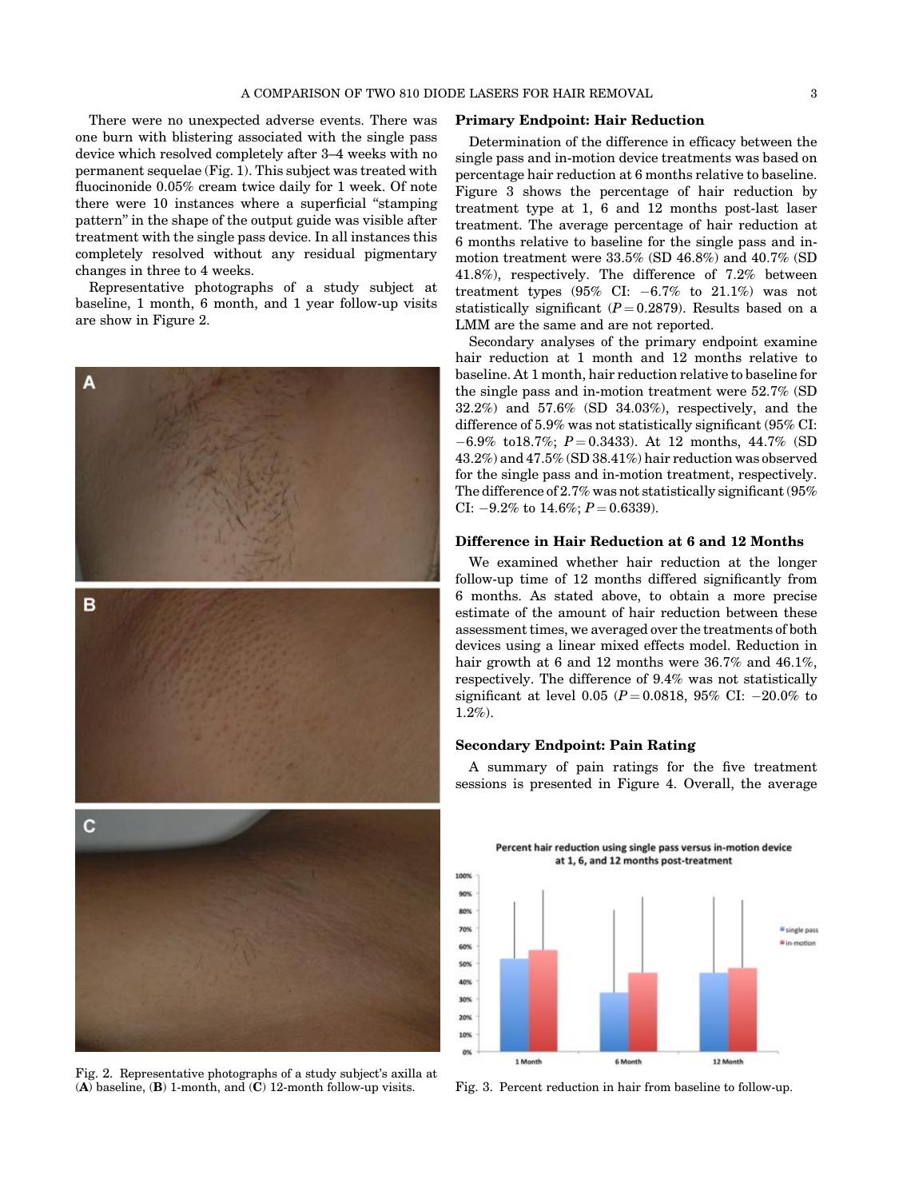There were no unexpected adverse events. There was one burn with blistering associated with the single pass device which resolved completely after 3–4 weeks with no permanent sequelae (Fig. 1). This subject was treated with fluocinonide 0.05% cream twice daily for 1 week. Of note there were 10 instances where a superficial "stamping pattern" in the shape of the output guide was visible after treatment with the single pass device. In all instances this completely resolved without any residual pigmentary changes in three to 4 weeks.

Representative photographs of a study subject at baseline, 1 month, 6 month, and 1 year follow-up visits are show in Figure 2.

Fig. 2. Representative photographs of a study subject's axilla at (**A**) baseline, (**B**) 1-month, and (**C**) 12-month follow-up visits.

### Primary Endpoint: Hair Reduction

Determination of the difference in efficacy between the single pass and in-motion device treatments was based on percentage hair reduction at 6 months relative to baseline. Figure 3 shows the percentage of hair reduction by treatment type at 1, 6 and 12 months post-last laser treatment. The average percentage of hair reduction at 6 months relative to baseline for the single pass and in-motion treatment were 33.5% (SD 46.8%) and 40.7% (SD 41.8%), respectively. The difference of 7.2% between treatment types (95% CI: −6.7% to 21.1%) was not statistically significant ($P = 0.2879$). Results based on a LMM are the same and are not reported.

Secondary analyses of the primary endpoint examine hair reduction at 1 month and 12 months relative to baseline. At 1 month, hair reduction relative to baseline for the single pass and in-motion treatment were 52.7% (SD 32.2%) and 57.6% (SD 34.03%), respectively, and the difference of 5.9% was not statistically significant (95% CI: −6.9% to18.7%; $P = 0.3433$). At 12 months, 44.7% (SD 43.2%) and 47.5% (SD 38.41%) hair reduction was observed for the single pass and in-motion treatment, respectively. The difference of 2.7% was not statistically significant (95% CI: −9.2% to 14.6%; $P = 0.6339$).

### Difference in Hair Reduction at 6 and 12 Months

We examined whether hair reduction at the longer follow-up time of 12 months differed significantly from 6 months. As stated above, to obtain a more precise estimate of the amount of hair reduction between these assessment times, we averaged over the treatments of both devices using a linear mixed effects model. Reduction in hair growth at 6 and 12 months were 36.7% and 46.1%, respectively. The difference of 9.4% was not statistically significant at level 0.05 ($P = 0.0818$, 95% CI: −20.0% to 1.2%).

### Secondary Endpoint: Pain Rating

A summary of pain ratings for the five treatment sessions is presented in Figure 4. Overall, the average

Fig. 3. Percent reduction in hair from baseline to follow-up.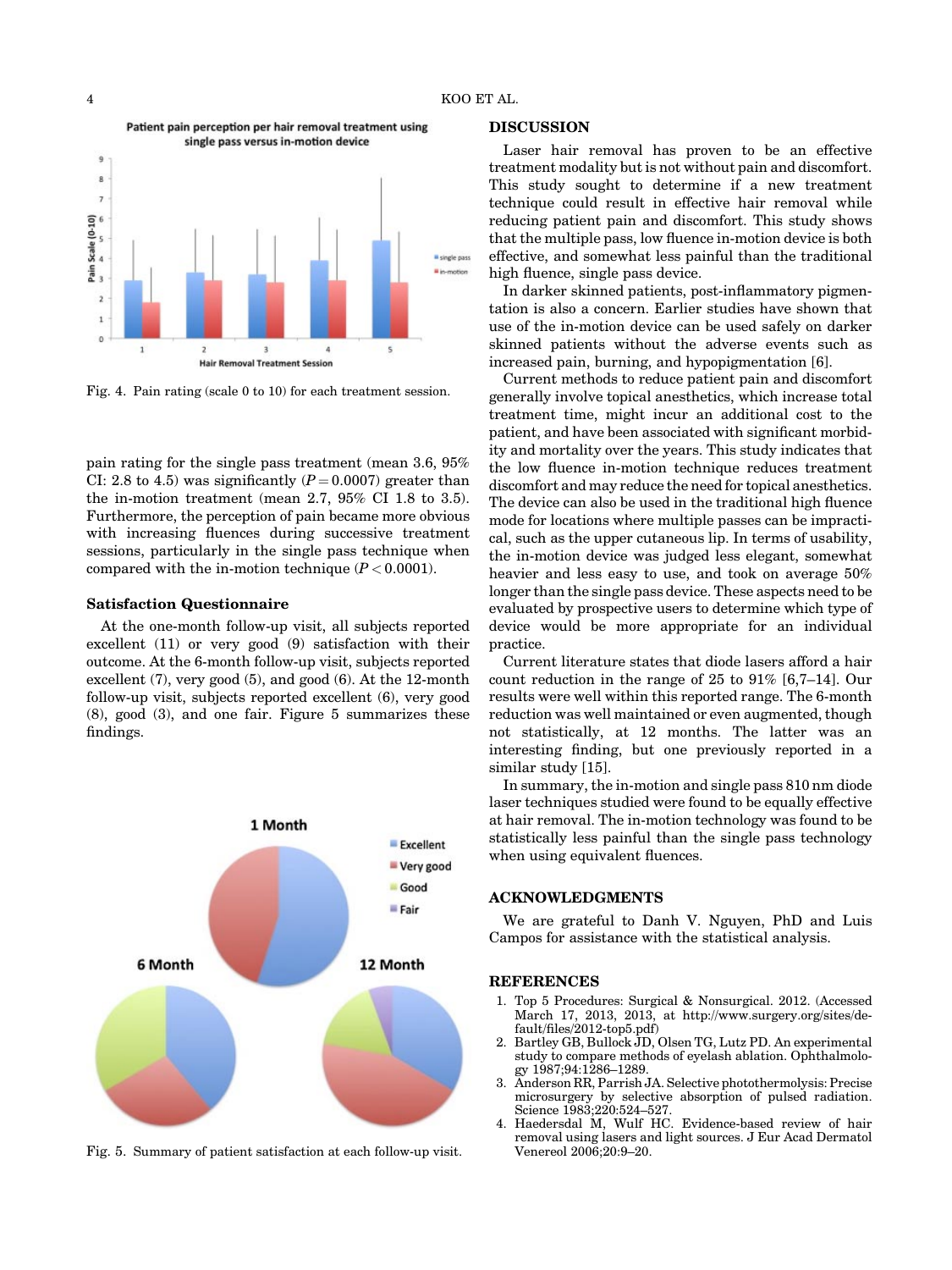Fig. 4. Pain rating (scale 0 to 10) for each treatment session.

pain rating for the single pass treatment (mean 3.6, 95% CI: 2.8 to 4.5) was significantly ($P = 0.0007$) greater than the in-motion treatment (mean 2.7, 95% CI 1.8 to 3.5). Furthermore, the perception of pain became more obvious with increasing fluences during successive treatment sessions, particularly in the single pass technique when compared with the in-motion technique ($P < 0.0001$).

### Satisfaction Questionnaire

At the one-month follow-up visit, all subjects reported excellent (11) or very good (9) satisfaction with their outcome. At the 6-month follow-up visit, subjects reported excellent (7), very good (5), and good (6). At the 12-month follow-up visit, subjects reported excellent (6), very good (8), good (3), and one fair. Figure 5 summarizes these findings.

Fig. 5. Summary of patient satisfaction at each follow-up visit.

## DISCUSSION

Laser hair removal has proven to be an effective treatment modality but is not without pain and discomfort. This study sought to determine if a new treatment technique could result in effective hair removal while reducing patient pain and discomfort. This study shows that the multiple pass, low fluence in-motion device is both effective, and somewhat less painful than the traditional high fluence, single pass device.

In darker skinned patients, post-inflammatory pigmentation is also a concern. Earlier studies have shown that use of the in-motion device can be used safely on darker skinned patients without the adverse events such as increased pain, burning, and hypopigmentation [6].

Current methods to reduce patient pain and discomfort generally involve topical anesthetics, which increase total treatment time, might incur an additional cost to the patient, and have been associated with significant morbidity and mortality over the years. This study indicates that the low fluence in-motion technique reduces treatment discomfort and may reduce the need for topical anesthetics. The device can also be used in the traditional high fluence mode for locations where multiple passes can be impractical, such as the upper cutaneous lip. In terms of usability, the in-motion device was judged less elegant, somewhat heavier and less easy to use, and took on average 50% longer than the single pass device. These aspects need to be evaluated by prospective users to determine which type of device would be more appropriate for an individual practice.

Current literature states that diode lasers afford a hair count reduction in the range of 25 to 91% [6,7–14]. Our results were well within this reported range. The 6-month reduction was well maintained or even augmented, though not statistically, at 12 months. The latter was an interesting finding, but one previously reported in a similar study [15].

In summary, the in-motion and single pass 810 nm diode laser techniques studied were found to be equally effective at hair removal. The in-motion technology was found to be statistically less painful than the single pass technology when using equivalent fluences.

## ACKNOWLEDGMENTS

We are grateful to Danh V. Nguyen, PhD and Luis Campos for assistance with the statistical analysis.

## REFERENCES

1. Top 5 Procedures: Surgical & Nonsurgical. 2012. (Accessed March 17, 2013, 2013, at http://www.surgery.org/sites/default/files/2012-top5.pdf)
2. Bartley GB, Bullock JD, Olsen TG, Lutz PD. An experimental study to compare methods of eyelash ablation. Ophthalmology 1987;94:1286–1289.
3. Anderson RR, Parrish JA. Selective photothermolysis: Precise microsurgery by selective absorption of pulsed radiation. Science 1983;220:524–527.
4. Haedersdal M, Wulf HC. Evidence-based review of hair removal using lasers and light sources. J Eur Acad Dermatol Venereol 2006;20:9–20.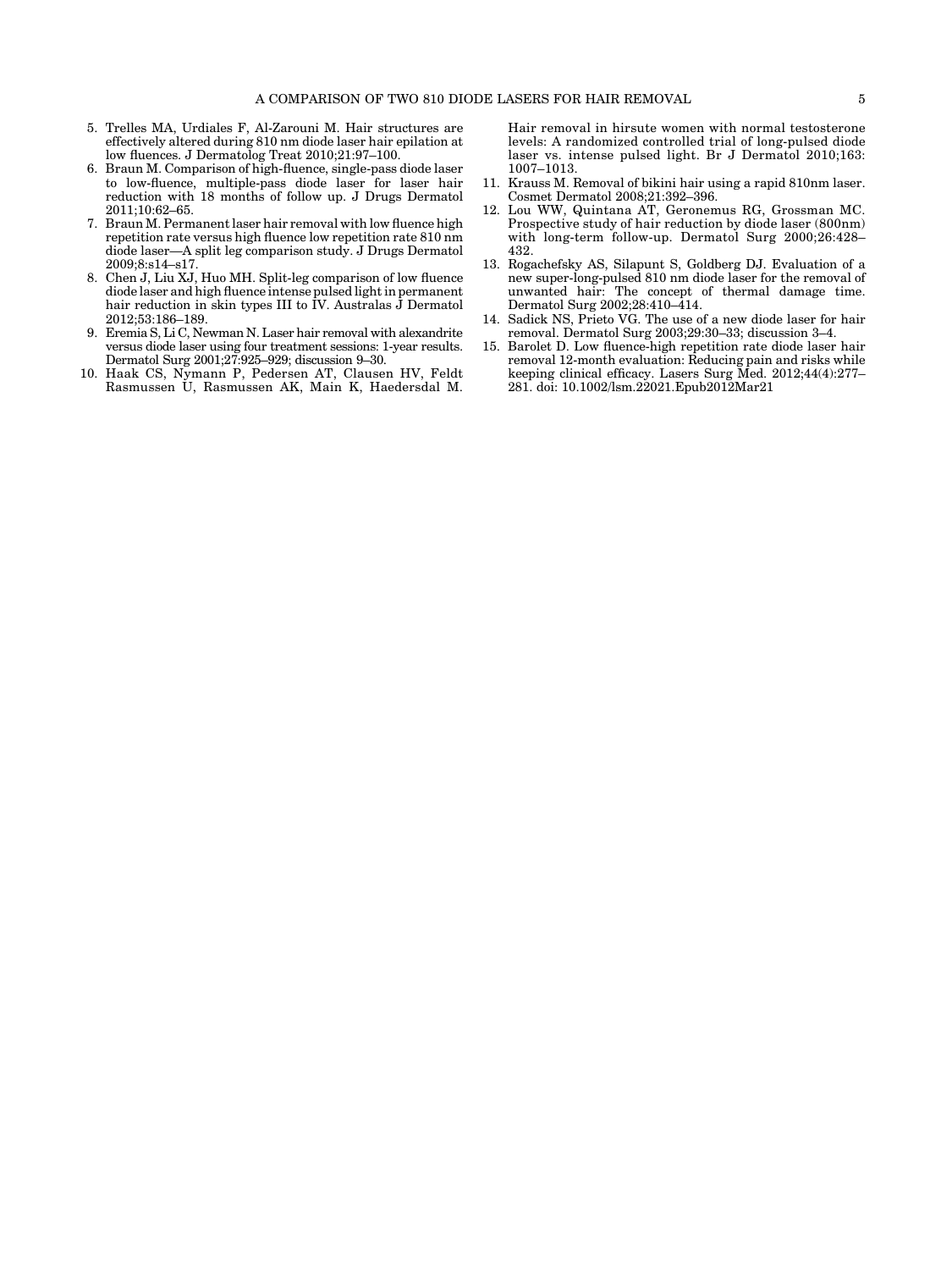5. Trelles MA, Urdiales F, Al-Zarouni M. Hair structures are effectively altered during 810 nm diode laser hair epilation at low fluences. J Dermatolog Treat 2010;21:97–100.
6. Braun M. Comparison of high-fluence, single-pass diode laser to low-fluence, multiple-pass diode laser for laser hair reduction with 18 months of follow up. J Drugs Dermatol 2011;10:62–65.
7. Braun M. Permanent laser hair removal with low fluence high repetition rate versus high fluence low repetition rate 810 nm diode laser—A split leg comparison study. J Drugs Dermatol 2009;8:s14–s17.
8. Chen J, Liu XJ, Huo MH. Split-leg comparison of low fluence diode laser and high fluence intense pulsed light in permanent hair reduction in skin types III to IV. Australas J Dermatol 2012;53:186–189.
9. Eremia S, Li C, Newman N. Laser hair removal with alexandrite versus diode laser using four treatment sessions: 1-year results. Dermatol Surg 2001;27:925–929; discussion 9–30.
10. Haak CS, Nymann P, Pedersen AT, Clausen HV, Feldt Rasmussen U, Rasmussen AK, Main K, Haedersdal M. Hair removal in hirsute women with normal testosterone levels: A randomized controlled trial of long-pulsed diode laser vs. intense pulsed light. Br J Dermatol 2010;163: 1007–1013.
11. Krauss M. Removal of bikini hair using a rapid 810nm laser. Cosmet Dermatol 2008;21:392–396.
12. Lou WW, Quintana AT, Geronemus RG, Grossman MC. Prospective study of hair reduction by diode laser (800nm) with long-term follow-up. Dermatol Surg 2000;26:428–432.
13. Rogachefsky AS, Silapunt S, Goldberg DJ. Evaluation of a new super-long-pulsed 810 nm diode laser for the removal of unwanted hair: The concept of thermal damage time. Dermatol Surg 2002;28:410–414.
14. Sadick NS, Prieto VG. The use of a new diode laser for hair removal. Dermatol Surg 2003;29:30–33; discussion 3–4.
15. Barolet D. Low fluence-high repetition rate diode laser hair removal 12-month evaluation: Reducing pain and risks while keeping clinical efficacy. Lasers Surg Med. 2012;44(4):277–281. doi: 10.1002/lsm.22021.Epub2012Mar21